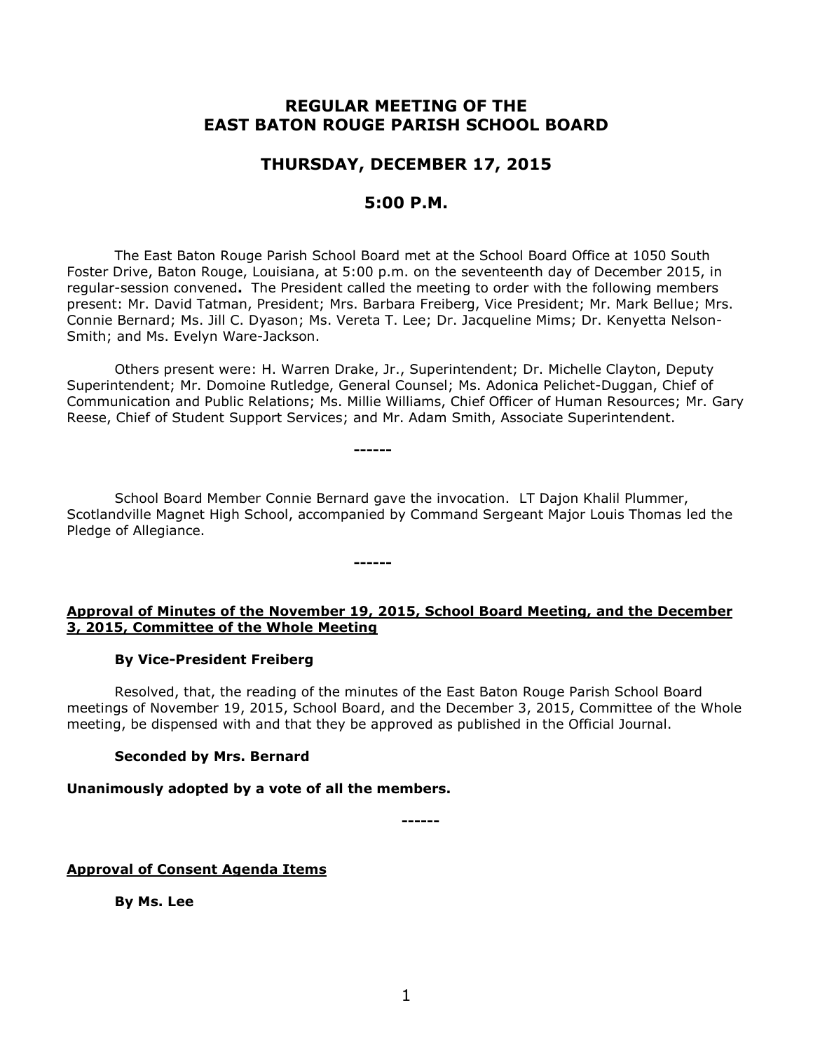# REGULAR MEETING OF THE EAST BATON ROUGE PARISH SCHOOL BOARD

## THURSDAY, DECEMBER 17, 2015

## 5:00 P.M.

The East Baton Rouge Parish School Board met at the School Board Office at 1050 South Foster Drive, Baton Rouge, Louisiana, at 5:00 p.m. on the seventeenth day of December 2015, in regular-session convened**.** The President called the meeting to order with the following members present: Mr. David Tatman, President; Mrs. Barbara Freiberg, Vice President; Mr. Mark Bellue; Mrs. Connie Bernard; Ms. Jill C. Dyason; Ms. Vereta T. Lee; Dr. Jacqueline Mims; Dr. Kenyetta Nelson-Smith; and Ms. Evelyn Ware-Jackson.

Others present were: H. Warren Drake, Jr., Superintendent; Dr. Michelle Clayton, Deputy Superintendent; Mr. Domoine Rutledge, General Counsel; Ms. Adonica Pelichet-Duggan, Chief of Communication and Public Relations; Ms. Millie Williams, Chief Officer of Human Resources; Mr. Gary Reese, Chief of Student Support Services; and Mr. Adam Smith, Associate Superintendent.

------

School Board Member Connie Bernard gave the invocation. LT Dajon Khalil Plummer, Scotlandville Magnet High School, accompanied by Command Sergeant Major Louis Thomas led the Pledge of Allegiance.

------

**Approval of Minutes of the November 19, 2015, School Board Meeting, and the December 3, 2015, Committee of the Whole Meeting**

**By Vice-President Freiberg**

Resolved, that, the reading of the minutes of the East Baton Rouge Parish School Board meetings of November 19, 2015, School Board, and the December 3, 2015, Committee of the Whole meeting, be dispensed with and that they be approved as published in the Official Journal.

**Seconded by Mrs. Bernard**

**Unanimously adopted by a vote of all the members.**

------

**Approval of Consent Agenda Items**

**By Ms. Lee**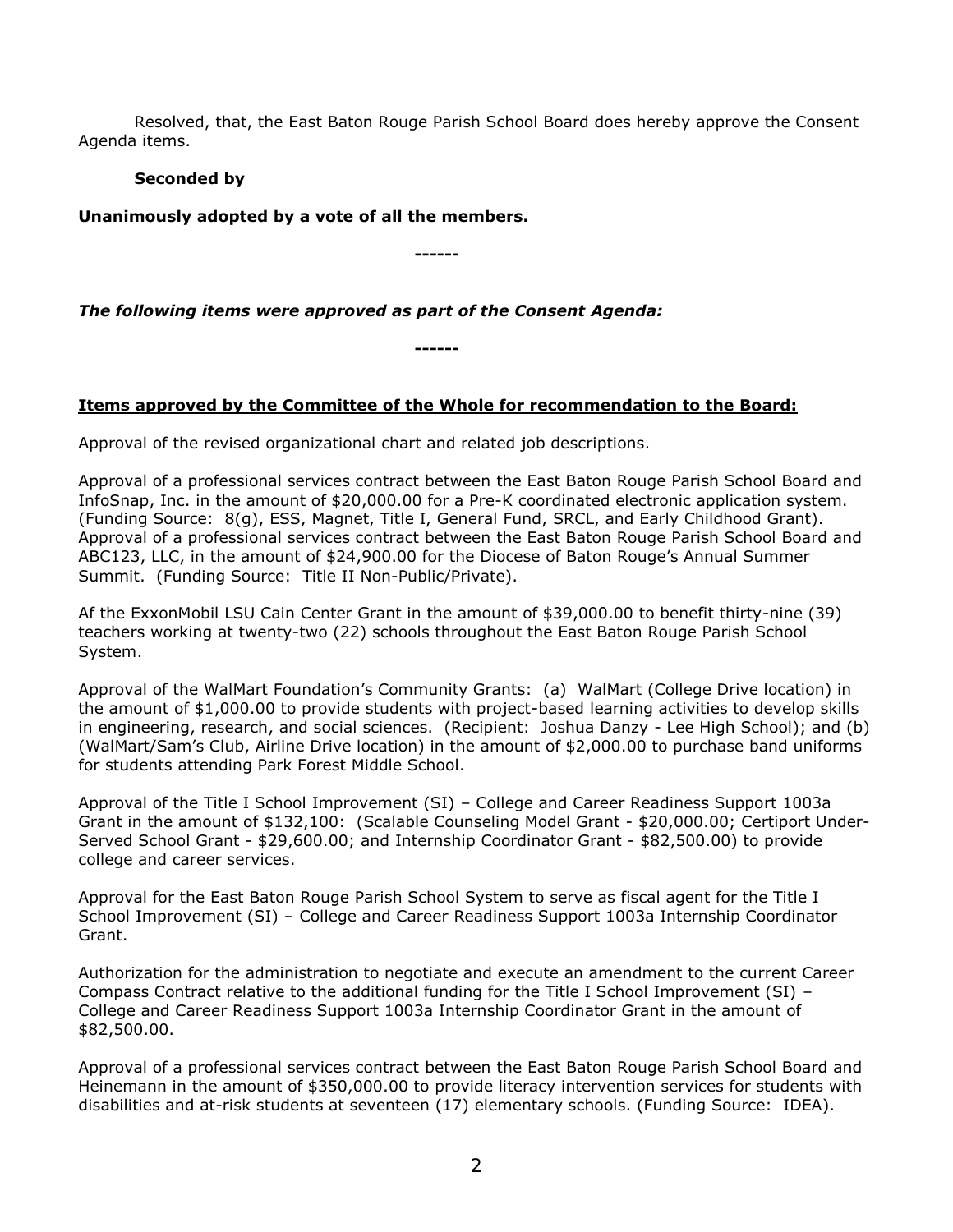Resolved, that, the East Baton Rouge Parish School Board does hereby approve the Consent Agenda items.

**Seconded by**

**Unanimously adopted by a vote of all the members.**

**------**

***The following items were approved as part of the Consent Agenda:***

**------**

**<u>Items approved by the Committee of the Whole for recommendation to the Board:</u>**

Approval of the revised organizational chart and related job descriptions.

Approval of a professional services contract between the East Baton Rouge Parish School Board and InfoSnap, Inc. in the amount of $20,000.00 for a Pre-K coordinated electronic application system. (Funding Source: 8(g), ESS, Magnet, Title I, General Fund, SRCL, and Early Childhood Grant). Approval of a professional services contract between the East Baton Rouge Parish School Board and ABC123, LLC, in the amount of $24,900.00 for the Diocese of Baton Rouge's Annual Summer Summit. (Funding Source: Title II Non-Public/Private).

Af the ExxonMobil LSU Cain Center Grant in the amount of $39,000.00 to benefit thirty-nine (39) teachers working at twenty-two (22) schools throughout the East Baton Rouge Parish School System.

Approval of the WalMart Foundation's Community Grants: (a) WalMart (College Drive location) in the amount of $1,000.00 to provide students with project-based learning activities to develop skills in engineering, research, and social sciences. (Recipient: Joshua Danzy - Lee High School); and (b) (WalMart/Sam's Club, Airline Drive location) in the amount of $2,000.00 to purchase band uniforms for students attending Park Forest Middle School.

Approval of the Title I School Improvement (SI) – College and Career Readiness Support 1003a Grant in the amount of $132,100: (Scalable Counseling Model Grant - $20,000.00; Certiport Under-Served School Grant - $29,600.00; and Internship Coordinator Grant - $82,500.00) to provide college and career services.

Approval for the East Baton Rouge Parish School System to serve as fiscal agent for the Title I School Improvement (SI) – College and Career Readiness Support 1003a Internship Coordinator Grant.

Authorization for the administration to negotiate and execute an amendment to the current Career Compass Contract relative to the additional funding for the Title I School Improvement (SI) – College and Career Readiness Support 1003a Internship Coordinator Grant in the amount of $82,500.00.

Approval of a professional services contract between the East Baton Rouge Parish School Board and Heinemann in the amount of $350,000.00 to provide literacy intervention services for students with disabilities and at-risk students at seventeen (17) elementary schools. (Funding Source: IDEA).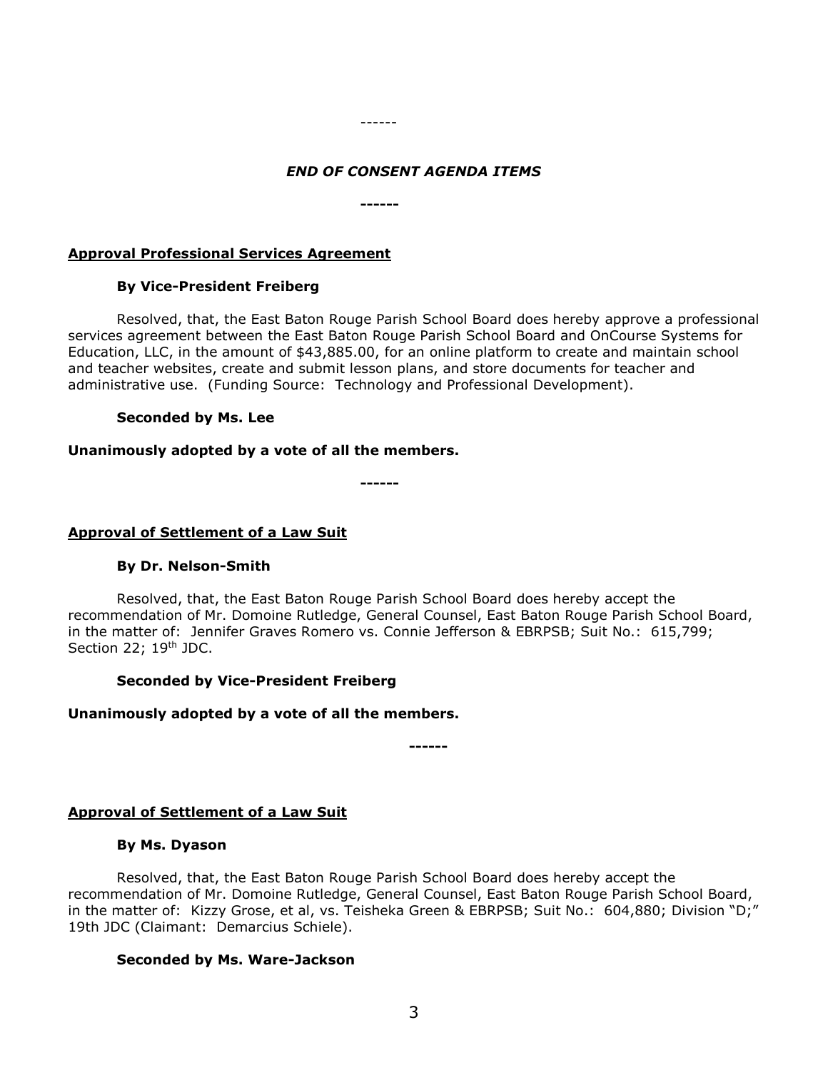------

***END OF CONSENT AGENDA ITEMS***

**------**

**Approval Professional Services Agreement**

**By Vice-President Freiberg**

Resolved, that, the East Baton Rouge Parish School Board does hereby approve a professional services agreement between the East Baton Rouge Parish School Board and OnCourse Systems for Education, LLC, in the amount of $43,885.00, for an online platform to create and maintain school and teacher websites, create and submit lesson plans, and store documents for teacher and administrative use. (Funding Source: Technology and Professional Development).

**Seconded by Ms. Lee**

**Unanimously adopted by a vote of all the members.**

**------**

**Approval of Settlement of a Law Suit**

**By Dr. Nelson-Smith**

Resolved, that, the East Baton Rouge Parish School Board does hereby accept the recommendation of Mr. Domoine Rutledge, General Counsel, East Baton Rouge Parish School Board, in the matter of: Jennifer Graves Romero vs. Connie Jefferson & EBRPSB; Suit No.: 615,799; Section 22; 19th JDC.

**Seconded by Vice-President Freiberg**

**Unanimously adopted by a vote of all the members.**

**------**

**Approval of Settlement of a Law Suit**

**By Ms. Dyason**

Resolved, that, the East Baton Rouge Parish School Board does hereby accept the recommendation of Mr. Domoine Rutledge, General Counsel, East Baton Rouge Parish School Board, in the matter of: Kizzy Grose, et al, vs. Teisheka Green & EBRPSB; Suit No.: 604,880; Division "D;" 19th JDC (Claimant: Demarcius Schiele).

**Seconded by Ms. Ware-Jackson**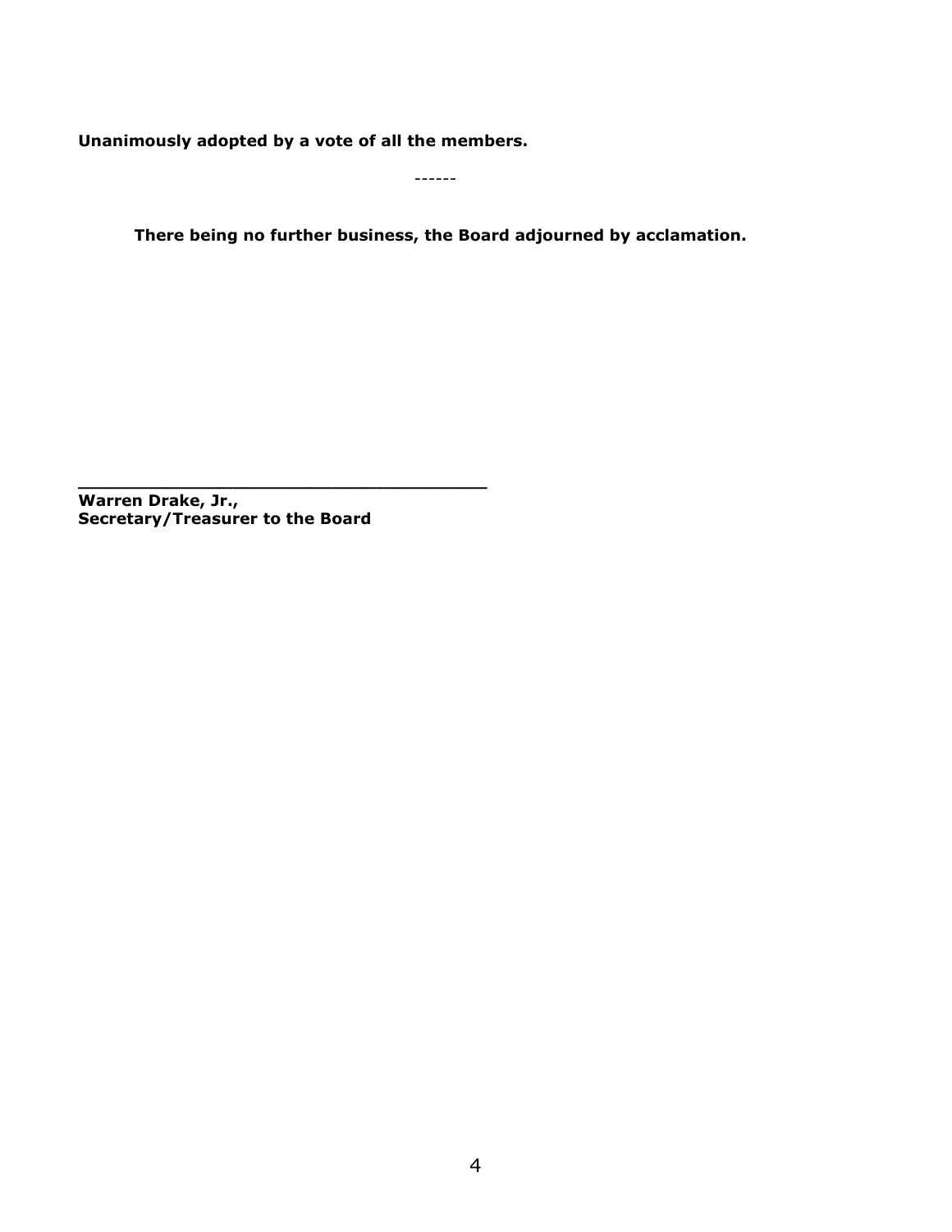**Unanimously adopted by a vote of all the members.**

------

**There being no further business, the Board adjourned by acclamation.**

\_\_\_\_\_\_\_\_\_\_\_\_\_\_\_\_\_\_\_\_\_\_\_\_\_\_\_\_\_\_\_\_\_\_\_\_\_\_\_\_

**Warren Drake, Jr.,**
**Secretary/Treasurer to the Board**